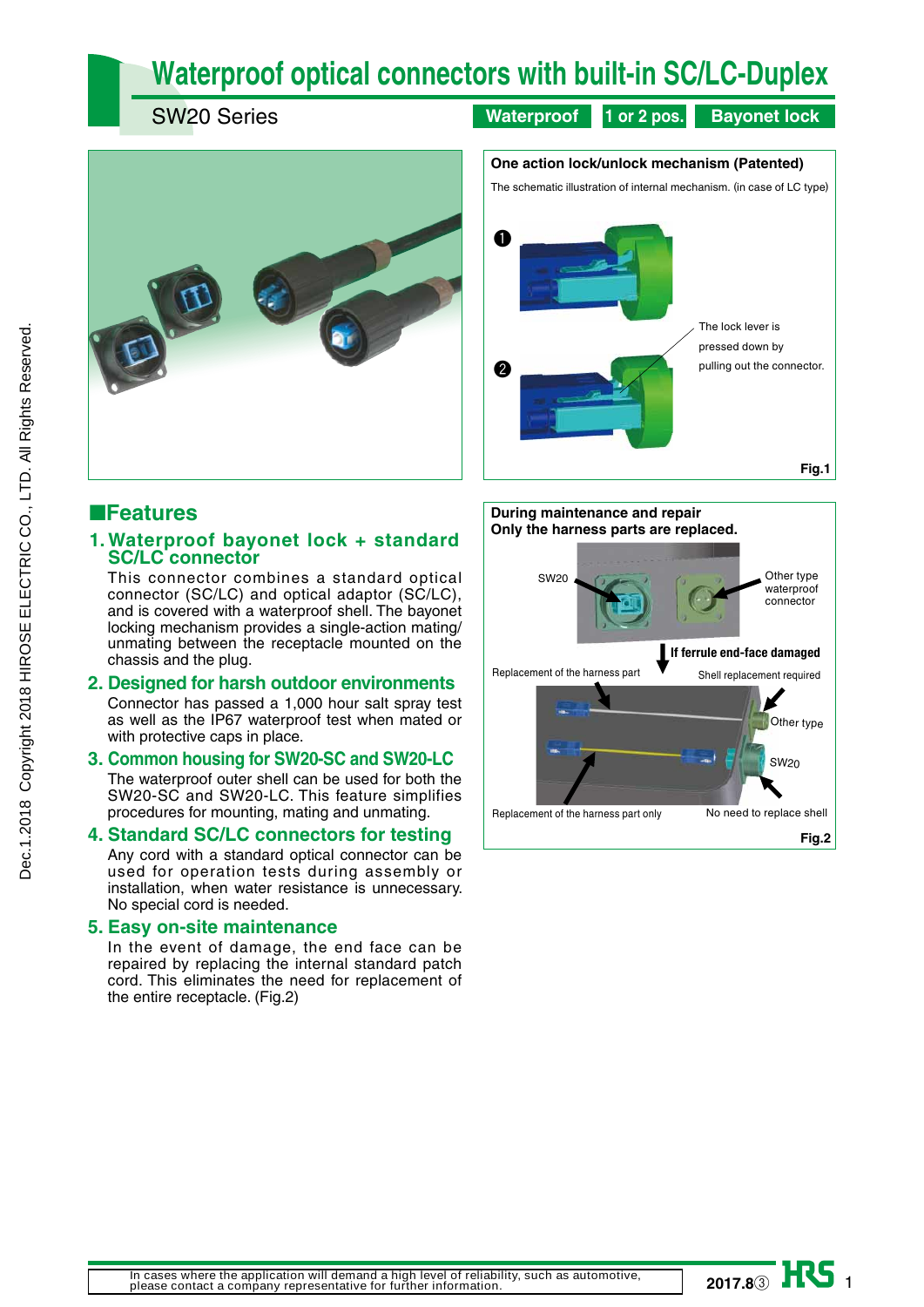# Waterproof optical connectors with built-in SC/LC-Duplex

SW20 Series

**Waterproof** **1 or 2 pos.** **Bayonet lock**

**One action lock/unlock mechanism (Patented)**

The schematic illustration of internal mechanism. (in case of LC type)

❶

❷

The lock lever is pressed down by pulling out the connector.

**Fig.1**

## ■Features

### 1. Waterproof bayonet lock + standard SC/LC connector

This connector combines a standard optical connector (SC/LC) and optical adaptor (SC/LC), and is covered with a waterproof shell. The bayonet locking mechanism provides a single-action mating/unmating between the receptacle mounted on the chassis and the plug.

### 2. Designed for harsh outdoor environments

Connector has passed a 1,000 hour salt spray test as well as the IP67 waterproof test when mated or with protective caps in place.

### 3. Common housing for SW20-SC and SW20-LC

The waterproof outer shell can be used for both the SW20-SC and SW20-LC. This feature simplifies procedures for mounting, mating and unmating.

### 4. Standard SC/LC connectors for testing

Any cord with a standard optical connector can be used for operation tests during assembly or installation, when water resistance is unnecessary. No special cord is needed.

### 5. Easy on-site maintenance

In the event of damage, the end face can be repaired by replacing the internal standard patch cord. This eliminates the need for replacement of the entire receptacle. (Fig.2)

**During maintenance and repair**
**Only the harness parts are replaced.**

SW20

Other type waterproof connector

**If ferrule end-face damaged**

Replacement of the harness part

Shell replacement required

Other type

SW20

Replacement of the harness part only

No need to replace shell

**Fig.2**

In cases where the application will demand a high level of reliability, such as automotive, please contact a company representative for further information.

2017.8③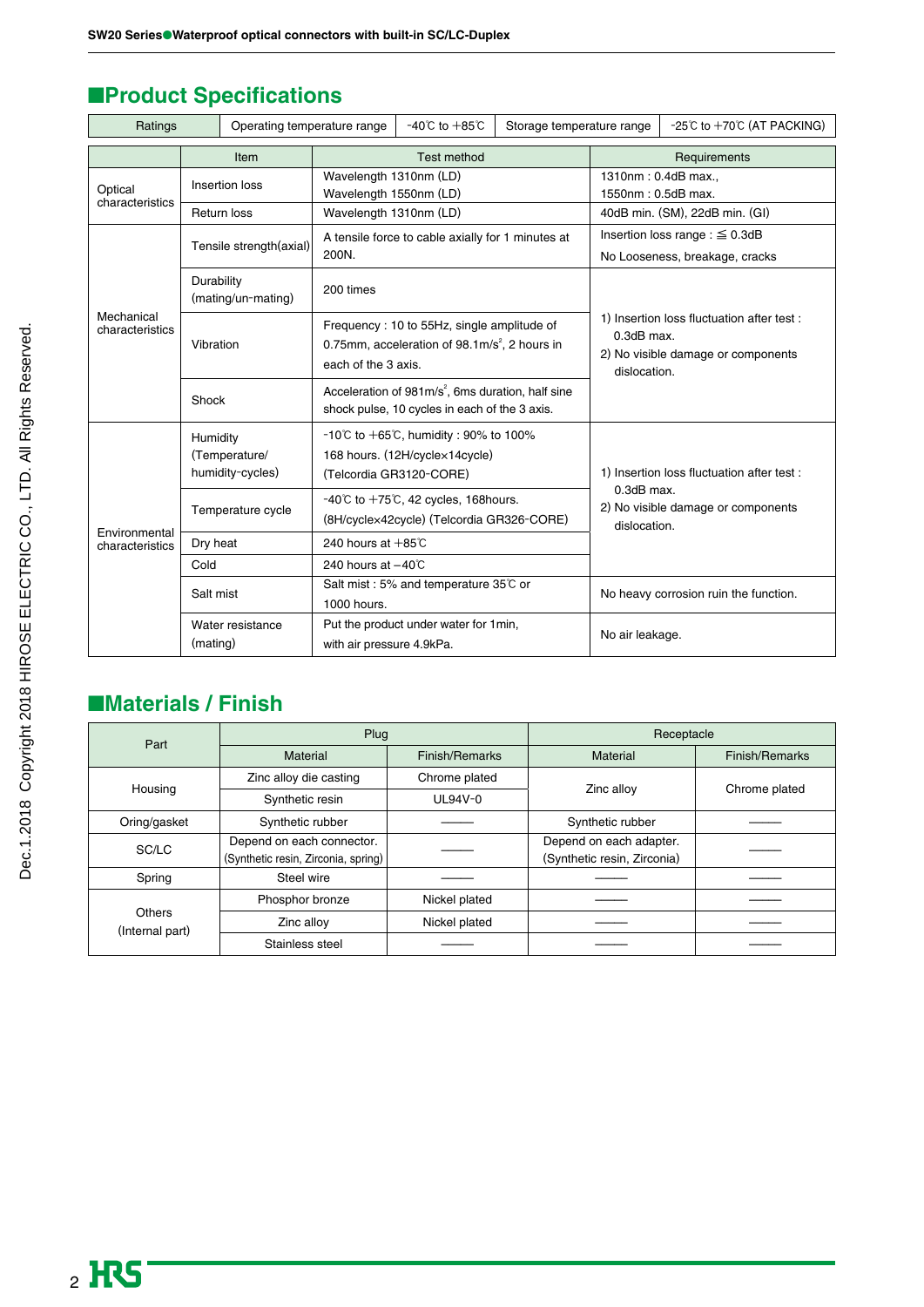## ■Product Specifications

| Ratings | Operating temperature range | -40℃ to +85℃ | Storage temperature range | -25℃ to +70℃ (AT PACKING) |
|---|---|---|---|---|

| | Item | Test method | Requirements |
|---|---|---|---|
| Optical characteristics | Insertion loss | Wavelength 1310nm (LD)<br>Wavelength 1550nm (LD) | 1310nm : 0.4dB max.,<br>1550nm : 0.5dB max. |
| | Return loss | Wavelength 1310nm (LD) | 40dB min. (SM), 22dB min. (GI) |
| Mechanical characteristics | Tensile strength(axial) | A tensile force to cable axially for 1 minutes at 200N. | Insertion loss range : ≦ 0.3dB<br>No Looseness, breakage, cracks |
| | Durability (mating/un-mating) | 200 times | 1) Insertion loss fluctuation after test : 0.3dB max.<br>2) No visible damage or components dislocation. |
| | Vibration | Frequency : 10 to 55Hz, single amplitude of 0.75mm, acceleration of 98.1m/$s^2$, 2 hours in each of the 3 axis. | |
| | Shock | Acceleration of 981m/$s^2$, 6ms duration, half sine shock pulse, 10 cycles in each of the 3 axis. | |
| Environmental characteristics | Humidity (Temperature/ humidity-cycles) | -10℃ to +65℃, humidity : 90% to 100%<br>168 hours. (12H/cycle×14cycle)<br>(Telcordia GR3120-CORE) | 1) Insertion loss fluctuation after test : 0.3dB max.<br>2) No visible damage or components dislocation. |
| | Temperature cycle | -40℃ to +75℃, 42 cycles, 168hours.<br>(8H/cycle×42cycle) (Telcordia GR326-CORE) | |
| | Dry heat | 240 hours at +85℃ | |
| | Cold | 240 hours at −40℃ | |
| | Salt mist | Salt mist : 5% and temperature 35℃ or 1000 hours. | No heavy corrosion ruin the function. |
| | Water resistance (mating) | Put the product under water for 1min, with air pressure 4.9kPa. | No air leakage. |

## ■Materials / Finish

| Part | Plug | | Receptacle | |
|---|---|---|---|---|
| | Material | Finish/Remarks | Material | Finish/Remarks |
| Housing | Zinc alloy die casting | Chrome plated | Zinc alloy | Chrome plated |
| | Synthetic resin | UL94V-0 | | |
| Oring/gasket | Synthetic rubber | —— | Synthetic rubber | —— |
| SC/LC | Depend on each connector.<br>(Synthetic resin, Zirconia, spring) | —— | Depend on each adapter.<br>(Synthetic resin, Zirconia) | —— |
| Spring | Steel wire | —— | —— | —— |
| Others (Internal part) | Phosphor bronze | Nickel plated | —— | —— |
| | Zinc alloy | Nickel plated | —— | —— |
| | Stainless steel | —— | —— | —— |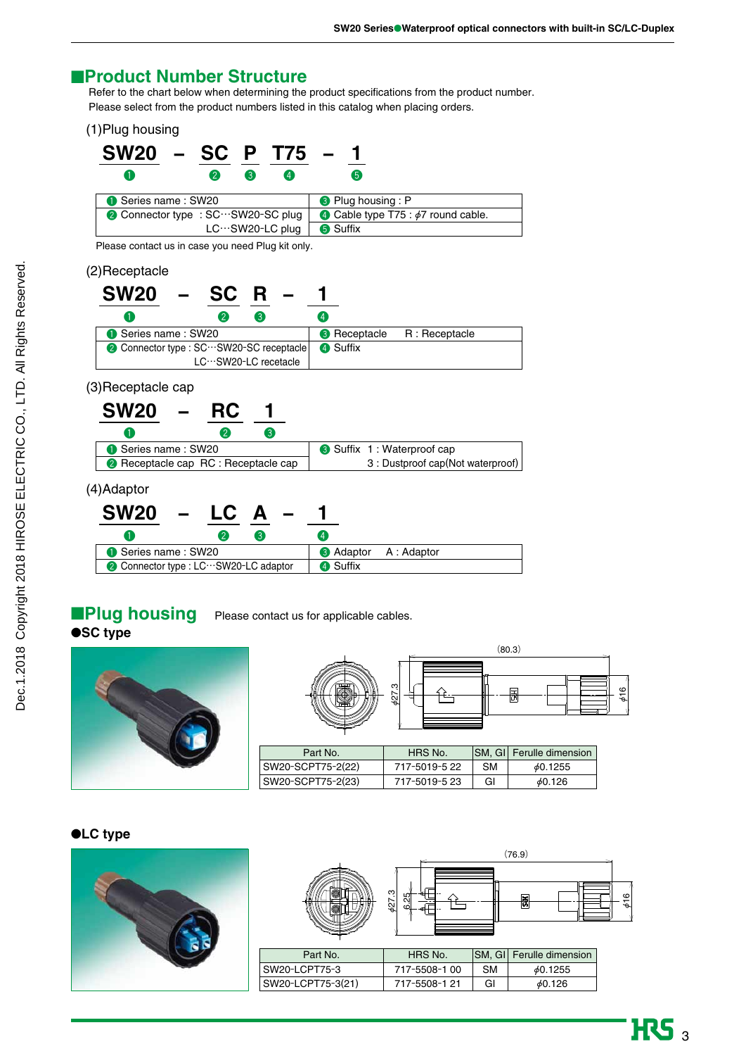## ■Product Number Structure

Refer to the chart below when determining the product specifications from the product number.
Please select from the product numbers listed in this catalog when placing orders.

(1)Plug housing

**SW20 – SC P T75 – 1**
❶ ❷ ❸ ❹ ❺

| | |
|---|---|
| ❶ Series name : SW20 | ❸ Plug housing : P |
| ❷ Connector type : SC···SW20-SC plug<br>LC···SW20-LC plug | ❹ Cable type T75 : ϕ7 round cable.<br>❺ Suffix |

Please contact us in case you need Plug kit only.

(2)Receptacle

**SW20 – SC R – 1**
❶ ❷ ❸ ❹

| | |
|---|---|
| ❶ Series name : SW20 | ❸ Receptacle R : Receptacle |
| ❷ Connector type : SC···SW20-SC receptacle<br>LC···SW20-LC recetacle | ❹ Suffix |

(3)Receptacle cap

**SW20 – RC 1**
❶ ❷ ❸

| | |
|---|---|
| ❶ Series name : SW20 | ❸ Suffix 1 : Waterproof cap |
| ❷ Receptacle cap RC : Receptacle cap | 3 : Dustproof cap(Not waterproof) |

(4)Adaptor

**SW20 – LC A – 1**
❶ ❷ ❸ ❹

| | |
|---|---|
| ❶ Series name : SW20 | ❸ Adaptor A : Adaptor |
| ❷ Connector type : LC···SW20-LC adaptor | ❹ Suffix |

## ■Plug housing

Please contact us for applicable cables.

### ●SC type

(80.3)
ϕ27.3
ϕ16

| Part No. | HRS No. | SM, GI | Ferulle dimension |
|---|---|---|---|
| SW20-SCPT75-2(22) | 717-5019-5 22 | SM | ϕ0.1255 |
| SW20-SCPT75-2(23) | 717-5019-5 23 | GI | ϕ0.126 |

### ●LC type

(76.9)
ϕ27.3
6.25
ϕ16

| Part No. | HRS No. | SM, GI | Ferulle dimension |
|---|---|---|---|
| SW20-LCPT75-3 | 717-5508-1 00 | SM | ϕ0.1255 |
| SW20-LCPT75-3(21) | 717-5508-1 21 | GI | ϕ0.126 |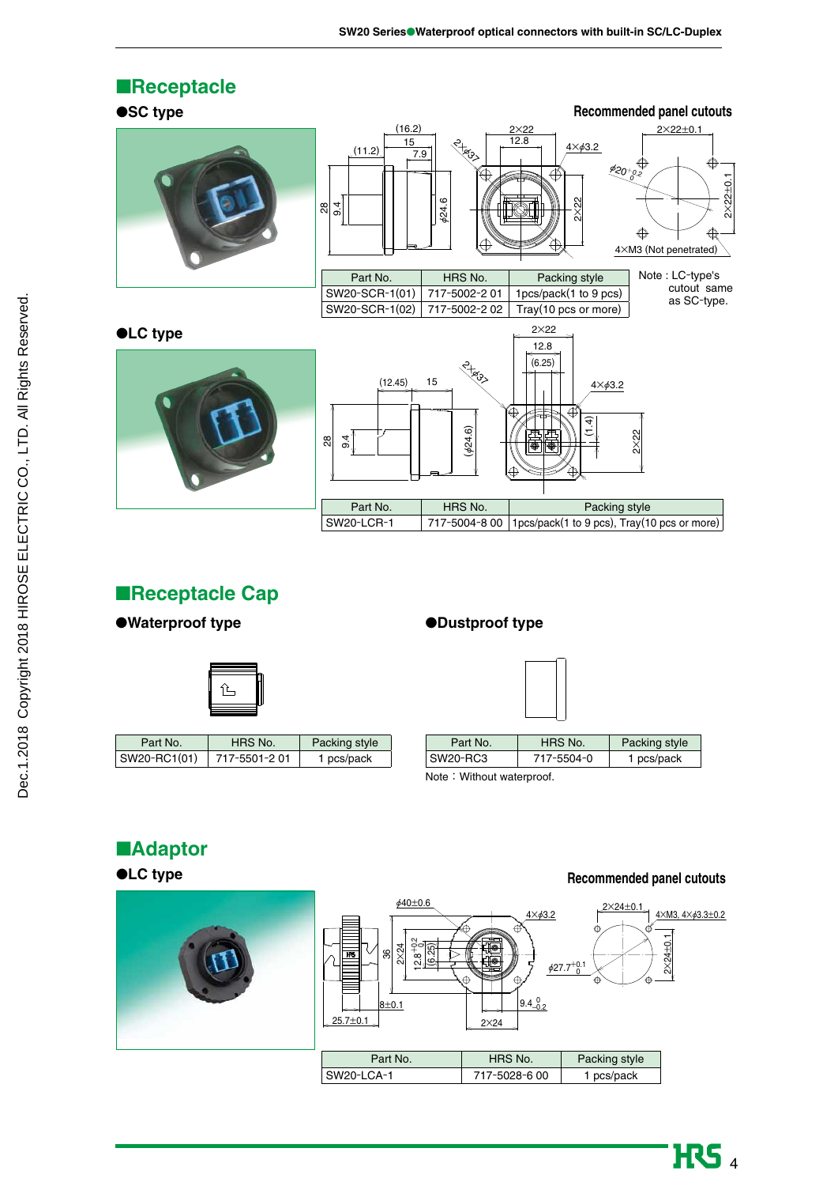## ■Receptacle

### ●SC type

Recommended panel cutouts

| Part No. | HRS No. | Packing style |
|---|---|---|
| SW20-SCR-1(01) | 717-5002-2 01 | 1pcs/pack(1 to 9 pcs) |
| SW20-SCR-1(02) | 717-5002-2 02 | Tray(10 pcs or more) |

Note : LC-type's cutout same as SC-type.

### ●LC type

| Part No. | HRS No. | Packing style |
|---|---|---|
| SW20-LCR-1 | 717-5004-8 00 | 1pcs/pack(1 to 9 pcs), Tray(10 pcs or more) |

## ■Receptacle Cap

### ●Waterproof type

| Part No. | HRS No. | Packing style |
|---|---|---|
| SW20-RC1(01) | 717-5501-2 01 | 1 pcs/pack |

### ●Dustproof type

| Part No. | HRS No. | Packing style |
|---|---|---|
| SW20-RC3 | 717-5504-0 | 1 pcs/pack |

Note：Without waterproof.

## ■Adaptor

### ●LC type

Recommended panel cutouts

| Part No. | HRS No. | Packing style |
|---|---|---|
| SW20-LCA-1 | 717-5028-6 00 | 1 pcs/pack |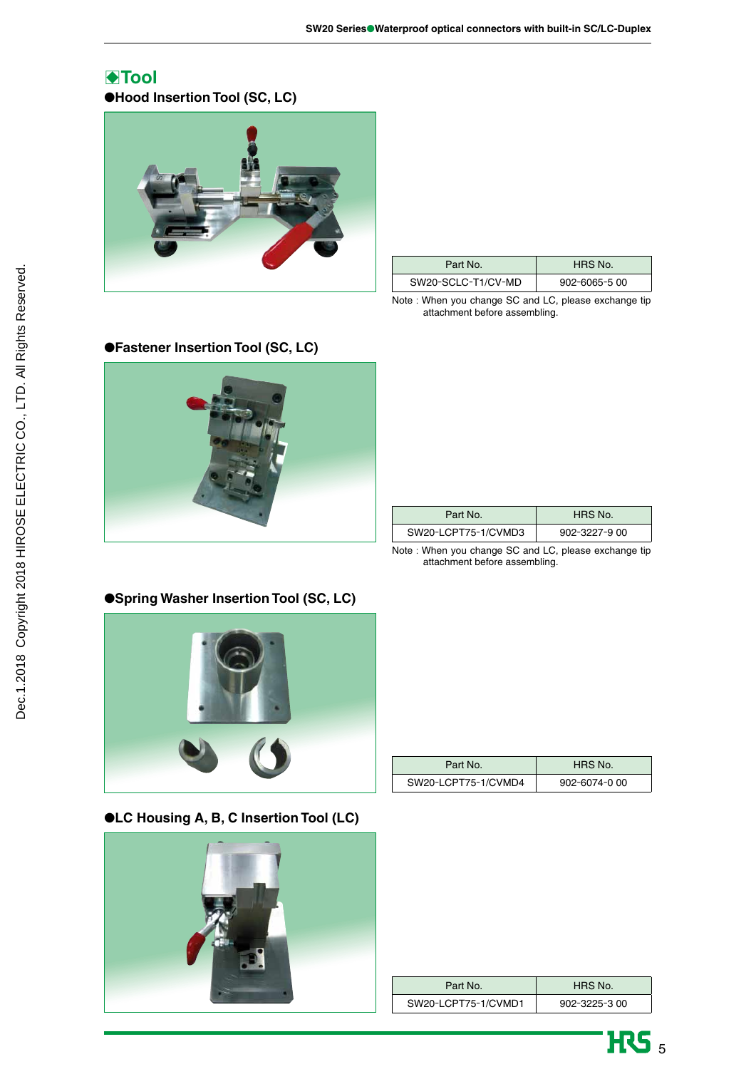## ◆Tool

### ●Hood Insertion Tool (SC, LC)

| Part No. | HRS No. |
| --- | --- |
| SW20-SCLC-T1/CV-MD | 902-6065-5 00 |

Note : When you change SC and LC, please exchange tip attachment before assembling.

### ●Fastener Insertion Tool (SC, LC)

| Part No. | HRS No. |
| --- | --- |
| SW20-LCPT75-1/CVMD3 | 902-3227-9 00 |

Note : When you change SC and LC, please exchange tip attachment before assembling.

### ●Spring Washer Insertion Tool (SC, LC)

| Part No. | HRS No. |
| --- | --- |
| SW20-LCPT75-1/CVMD4 | 902-6074-0 00 |

### ●LC Housing A, B, C Insertion Tool (LC)

| Part No. | HRS No. |
| --- | --- |
| SW20-LCPT75-1/CVMD1 | 902-3225-3 00 |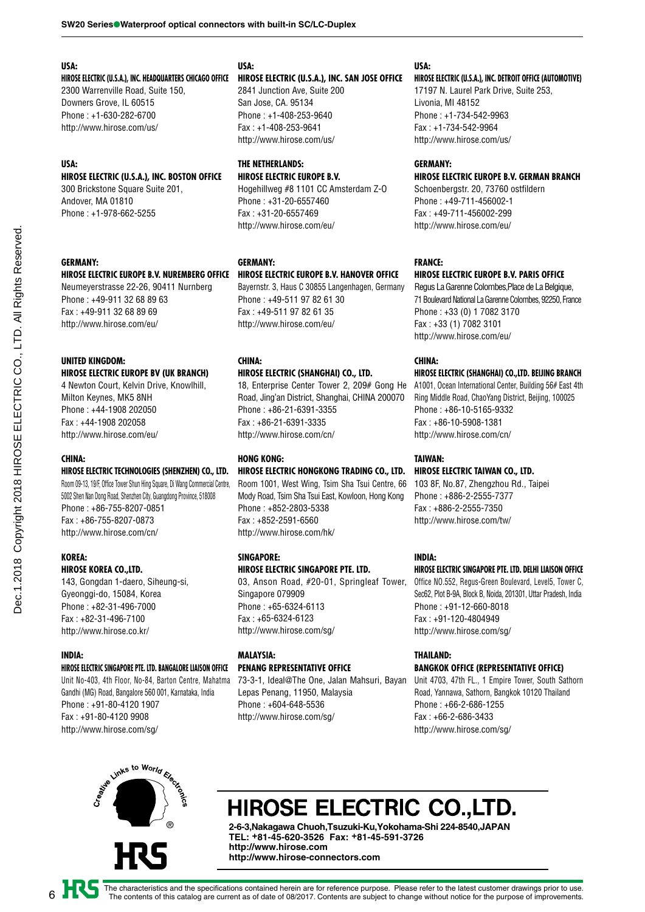**USA:**
**HIROSE ELECTRIC (U.S.A.), INC. HEADQUARTERS CHICAGO OFFICE**
2300 Warrenville Road, Suite 150,
Downers Grove, IL 60515
Phone : +1-630-282-6700
http://www.hirose.com/us/

**USA:**
**HIROSE ELECTRIC (U.S.A.), INC. SAN JOSE OFFICE**
2841 Junction Ave, Suite 200
San Jose, CA. 95134
Phone : +1-408-253-9640
Fax : +1-408-253-9641
http://www.hirose.com/us/

**USA:**
**HIROSE ELECTRIC (U.S.A.), INC. DETROIT OFFICE (AUTOMOTIVE)**
17197 N. Laurel Park Drive, Suite 253,
Livonia, MI 48152
Phone : +1-734-542-9963
Fax : +1-734-542-9964
http://www.hirose.com/us/

**USA:**
**HIROSE ELECTRIC (U.S.A.), INC. BOSTON OFFICE**
300 Brickstone Square Suite 201,
Andover, MA 01810
Phone : +1-978-662-5255

**THE NETHERLANDS:**
**HIROSE ELECTRIC EUROPE B.V.**
Hogehillweg #8 1101 CC Amsterdam Z-O
Phone : +31-20-6557460
Fax : +31-20-6557469
http://www.hirose.com/eu/

**GERMANY:**
**HIROSE ELECTRIC EUROPE B.V. GERMAN BRANCH**
Schoenbergstr. 20, 73760 ostfildern
Phone : +49-711-456002-1
Fax : +49-711-456002-299
http://www.hirose.com/eu/

**GERMANY:**
**HIROSE ELECTRIC EUROPE B.V. NUREMBERG OFFICE**
Neumeyerstrasse 22-26, 90411 Nurnberg
Phone : +49-911 32 68 89 63
Fax : +49-911 32 68 89 69
http://www.hirose.com/eu/

**GERMANY:**
**HIROSE ELECTRIC EUROPE B.V. HANOVER OFFICE**
Bayernstr. 3, Haus C 30855 Langenhagen, Germany
Phone : +49-511 97 82 61 30
Fax : +49-511 97 82 61 35
http://www.hirose.com/eu/

**FRANCE:**
**HIROSE ELECTRIC EUROPE B.V. PARIS OFFICE**
Regus La Garenne Colombes,Place de La Belgique,
71 Boulevard National La Garenne Colombes, 92250, France
Phone : +33 (0) 1 7082 3170
Fax : +33 (1) 7082 3101
http://www.hirose.com/eu/

**UNITED KINGDOM:**
**HIROSE ELECTRIC EUROPE BV (UK BRANCH)**
4 Newton Court, Kelvin Drive, Knowlhill,
Milton Keynes, MK5 8NH
Phone : +44-1908 202050
Fax : +44-1908 202058
http://www.hirose.com/eu/

**CHINA:**
**HIROSE ELECTRIC (SHANGHAI) CO., LTD.**
18, Enterprise Center Tower 2, 209# Gong He Road, Jing'an District, Shanghai, CHINA 200070
Phone : +86-21-6391-3355
Fax : +86-21-6391-3335
http://www.hirose.com/cn/

**CHINA:**
**HIROSE ELECTRIC (SHANGHAI) CO.,LTD. BEIJING BRANCH**
A1001, Ocean International Center, Building 56# East 4th Ring Middle Road, ChaoYang District, Beijing, 100025
Phone : +86-10-5165-9332
Fax : +86-10-5908-1381
http://www.hirose.com/cn/

**CHINA:**
**HIROSE ELECTRIC TECHNOLOGIES (SHENZHEN) CO., LTD.**
Room 09-13, 19/F, Office Tower Shun Hing Square, Di Wang Commercial Centre, 5002 Shen Nan Dong Road, Shenzhen City, Guangdong Province, 518008
Phone : +86-755-8207-0851
Fax : +86-755-8207-0873
http://www.hirose.com/cn/

**HONG KONG:**
**HIROSE ELECTRIC HONGKONG TRADING CO., LTD.**
Room 1001, West Wing, Tsim Sha Tsui Centre, 66 Mody Road, Tsim Sha Tsui East, Kowloon, Hong Kong
Phone : +852-2803-5338
Fax : +852-2591-6560
http://www.hirose.com/hk/

**TAIWAN:**
**HIROSE ELECTRIC TAIWAN CO., LTD.**
103 8F, No.87, Zhengzhou Rd., Taipei
Phone : +886-2-2555-7377
Fax : +886-2-2555-7350
http://www.hirose.com/tw/

**KOREA:**
**HIROSE KOREA CO.,LTD.**
143, Gongdan 1-daero, Siheung-si,
Gyeonggi-do, 15084, Korea
Phone : +82-31-496-7000
Fax : +82-31-496-7100
http://www.hirose.co.kr/

**SINGAPORE:**
**HIROSE ELECTRIC SINGAPORE PTE. LTD.**
03, Anson Road, #20-01, Springleaf Tower, Singapore 079909
Phone : +65-6324-6113
Fax : +65-6324-6123
http://www.hirose.com/sg/

**INDIA:**
**HIROSE ELECTRIC SINGAPORE PTE. LTD. DELHI LIAISON OFFICE**
Office NO.552, Regus-Green Boulevard, Level5, Tower C, Sec62, Plot B-9A, Block B, Noida, 201301, Uttar Pradesh, India
Phone : +91-12-660-8018
Fax : +91-120-4804949
http://www.hirose.com/sg/

**INDIA:**
**HIROSE ELECTRIC SINGAPORE PTE. LTD. BANGALORE LIAISON OFFICE**
Unit No-403, 4th Floor, No-84, Barton Centre, Mahatma Gandhi (MG) Road, Bangalore 560 001, Karnataka, India
Phone : +91-80-4120 1907
Fax : +91-80-4120 9908
http://www.hirose.com/sg/

**MALAYSIA:**
**PENANG REPRESENTATIVE OFFICE**
73-3-1, Ideal@The One, Jalan Mahsuri, Bayan Lepas Penang, 11950, Malaysia
Phone : +604-648-5536
http://www.hirose.com/sg/

**THAILAND:**
**BANGKOK OFFICE (REPRESENTATIVE OFFICE)**
Unit 4703, 47th FL., 1 Empire Tower, South Sathorn Road, Yannawa, Sathorn, Bangkok 10120 Thailand
Phone : +66-2-686-1255
Fax : +66-2-686-3433
http://www.hirose.com/sg/

Creative Links to World Electronics

HRS

# HIROSE ELECTRIC CO.,LTD.

**2-6-3,Nakagawa Chuoh,Tsuzuki-Ku,Yokohama-Shi 224-8540,JAPAN**
**TEL: +81-45-620-3526 Fax: +81-45-591-3726**
**http://www.hirose.com**
**http://www.hirose-connectors.com**

Dec.1.2018 Copyright 2018 HIROSE ELECTRIC CO., LTD. All Rights Reserved.

The characteristics and the specifications contained herein are for reference purpose. Please refer to the latest customer drawings prior to use.
The contents of this catalog are current as of date of 08/2017. Contents are subject to change without notice for the purpose of improvements.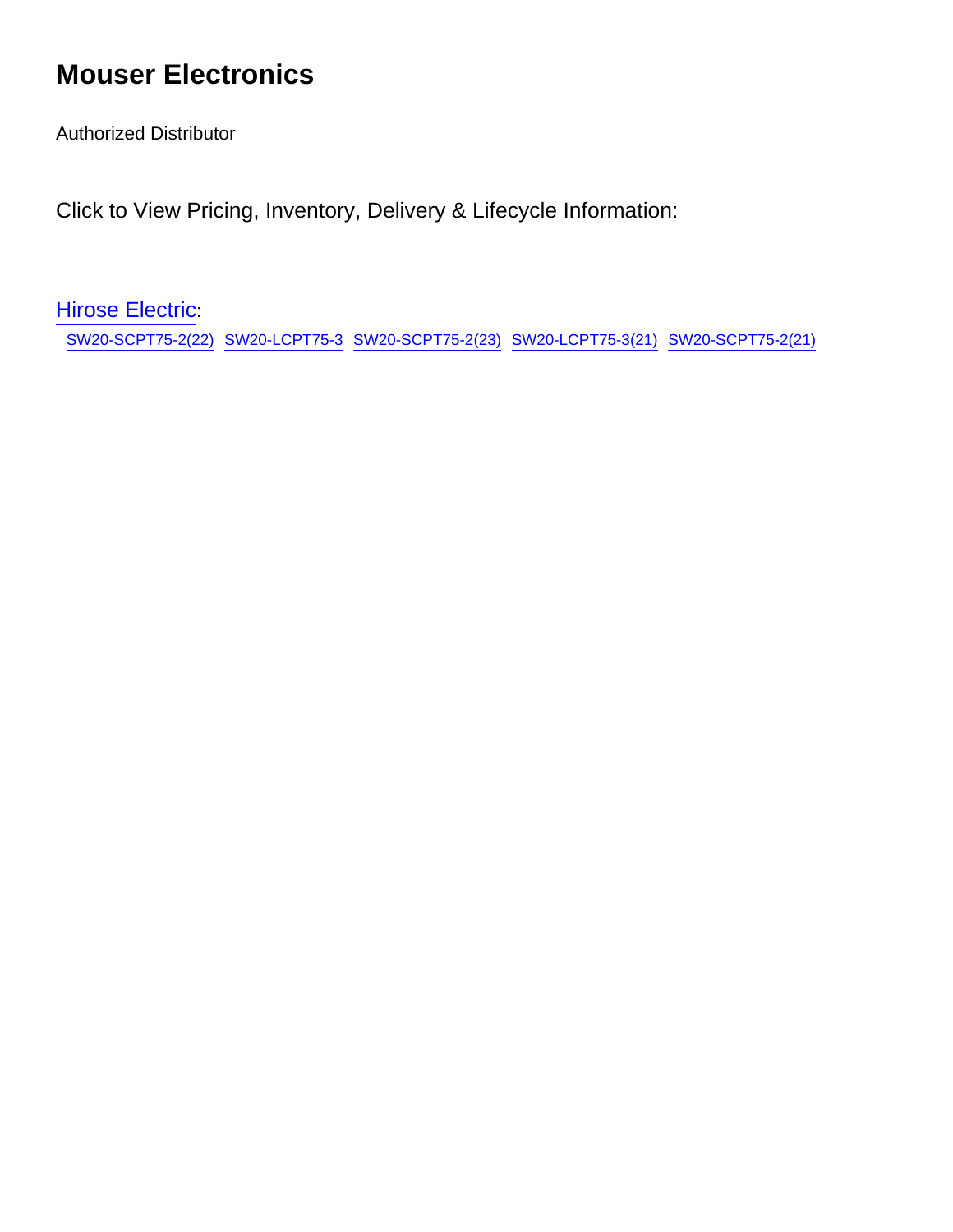# Mouser Electronics

Authorized Distributor

Click to View Pricing, Inventory, Delivery & Lifecycle Information:

Hirose Electric:

SW20-SCPT75-2(22) SW20-LCPT75-3 SW20-SCPT75-2(23) SW20-LCPT75-3(21) SW20-SCPT75-2(21)